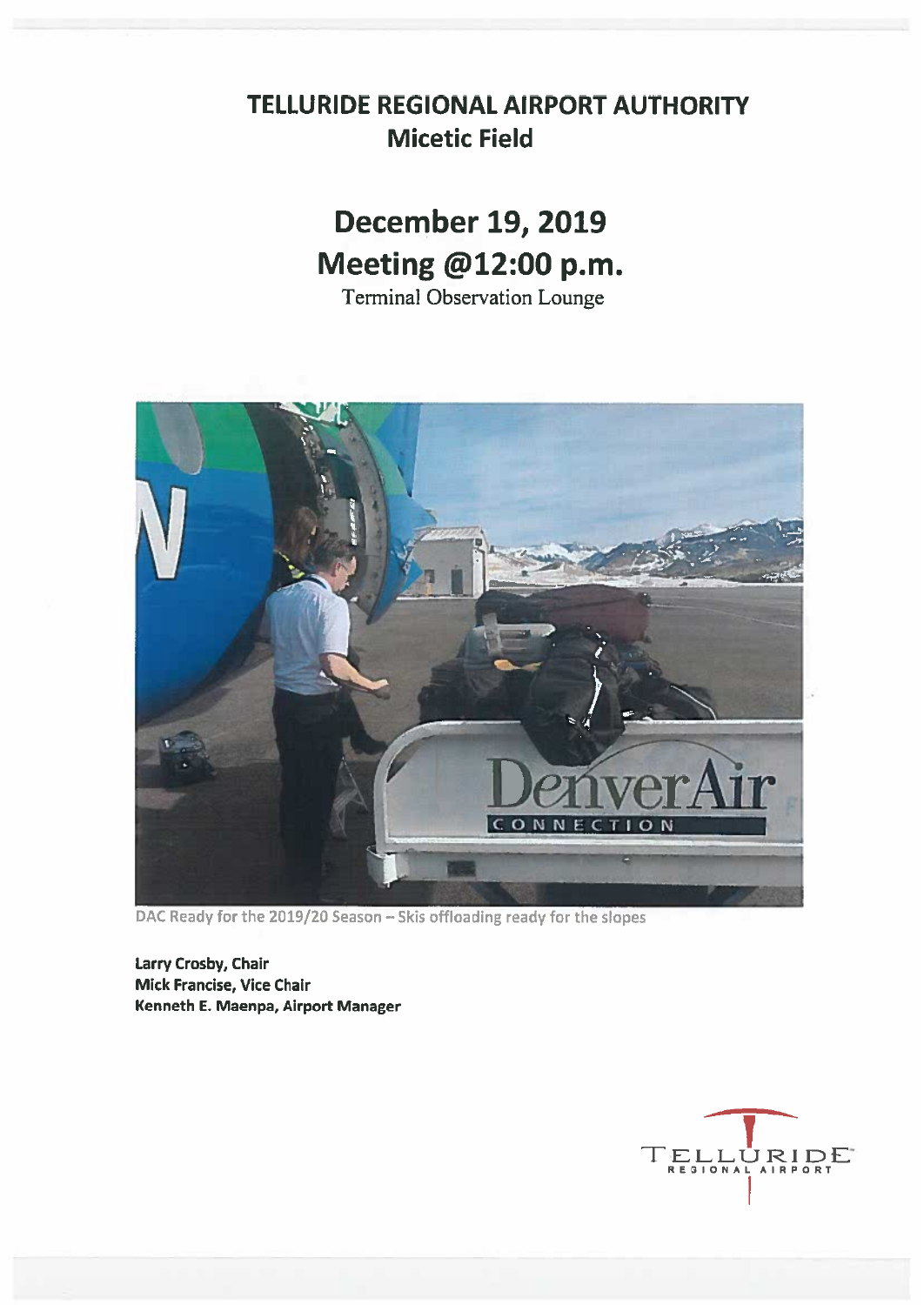# TELLURIDE REGIONAL AIRPORT AUTHORITY
## Micetic Field

# December 19, 2019
# Meeting @12:00 p.m.

Terminal Observation Lounge

DAC Ready for the 2019/20 Season – Skis offloading ready for the slopes

**Larry Crosby, Chair**
**Mick Francise, Vice Chair**
**Kenneth E. Maenpa, Airport Manager**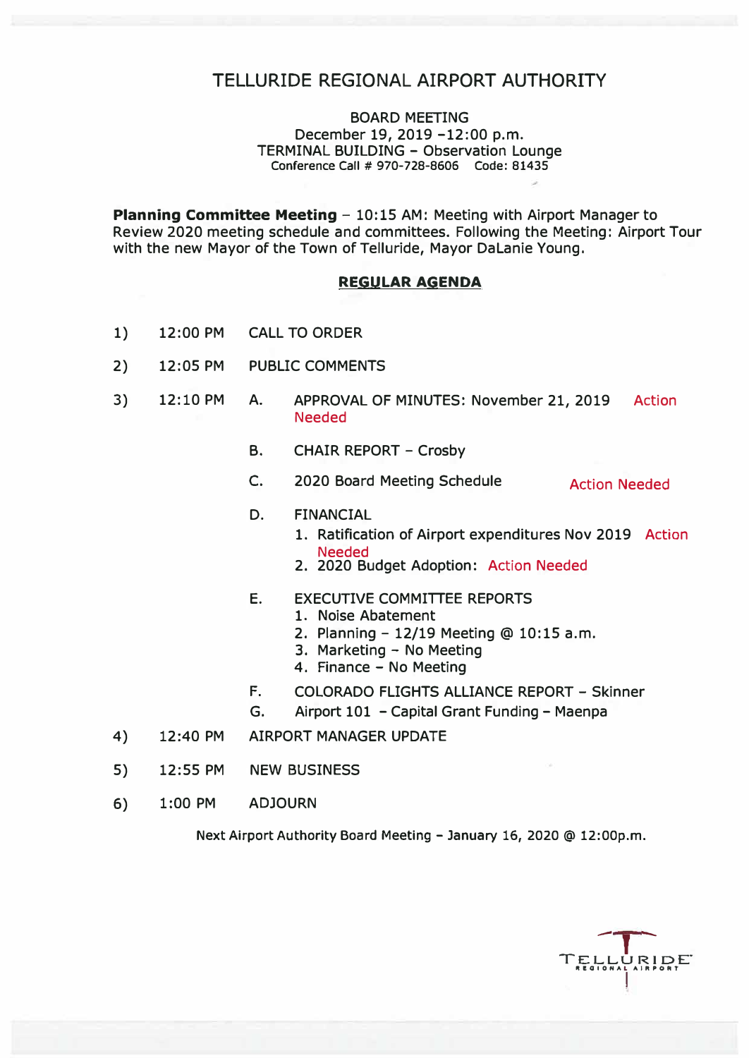# TELLURIDE REGIONAL AIRPORT AUTHORITY

BOARD MEETING
December 19, 2019 –12:00 p.m.
TERMINAL BUILDING – Observation Lounge
Conference Call # 970-728-8606 Code: 81435

**Planning Committee Meeting** – 10:15 AM: Meeting with Airport Manager to Review 2020 meeting schedule and committees. Following the Meeting: Airport Tour with the new Mayor of the Town of Telluride, Mayor DaLanie Young.

## REGULAR AGENDA

1) 12:00 PM CALL TO ORDER

2) 12:05 PM PUBLIC COMMENTS

3) 12:10 PM
   - A. APPROVAL OF MINUTES: November 21, 2019 Action Needed
   - B. CHAIR REPORT – Crosby
   - C. 2020 Board Meeting Schedule Action Needed
   - D. FINANCIAL
     1. Ratification of Airport expenditures Nov 2019 Action Needed
     2. 2020 Budget Adoption: Action Needed
   - E. EXECUTIVE COMMITTEE REPORTS
     1. Noise Abatement
     2. Planning – 12/19 Meeting @ 10:15 a.m.
     3. Marketing – No Meeting
     4. Finance – No Meeting
   - F. COLORADO FLIGHTS ALLIANCE REPORT – Skinner
   - G. Airport 101 – Capital Grant Funding – Maenpa

4) 12:40 PM AIRPORT MANAGER UPDATE

5) 12:55 PM NEW BUSINESS

6) 1:00 PM ADJOURN

Next Airport Authority Board Meeting – January 16, 2020 @ 12:00p.m.

TELLURIDE REGIONAL AIRPORT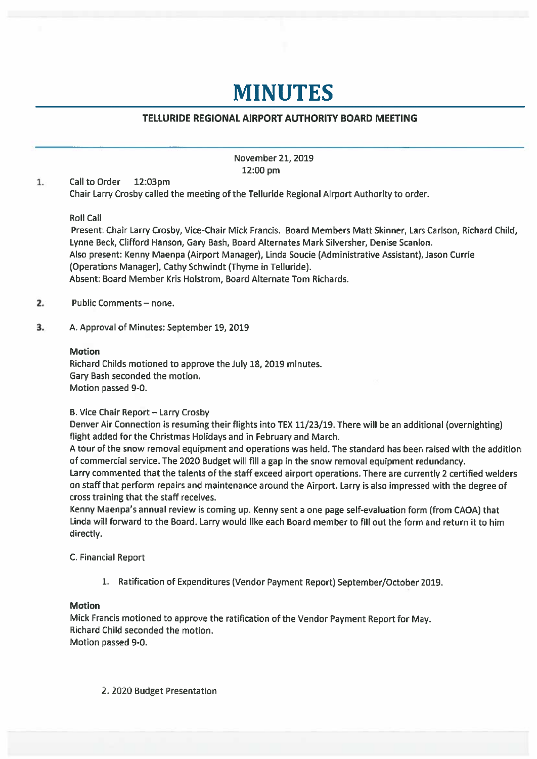# MINUTES

## TELLURIDE REGIONAL AIRPORT AUTHORITY BOARD MEETING

November 21, 2019
12:00 pm

1. Call to Order 12:03pm
   Chair Larry Crosby called the meeting of the Telluride Regional Airport Authority to order.

   Roll Call
   Present: Chair Larry Crosby, Vice-Chair Mick Francis. Board Members Matt Skinner, Lars Carlson, Richard Child, Lynne Beck, Clifford Hanson, Gary Bash, Board Alternates Mark Silversher, Denise Scanlon.
   Also present: Kenny Maenpa (Airport Manager), Linda Soucie (Administrative Assistant), Jason Currie (Operations Manager), Cathy Schwindt (Thyme in Telluride).
   Absent: Board Member Kris Holstrom, Board Alternate Tom Richards.

2. Public Comments – none.

3. A. Approval of Minutes: September 19, 2019

   **Motion**
   Richard Childs motioned to approve the July 18, 2019 minutes.
   Gary Bash seconded the motion.
   Motion passed 9-0.

   B. Vice Chair Report – Larry Crosby
   Denver Air Connection is resuming their flights into TEX 11/23/19. There will be an additional (overnighting) flight added for the Christmas Holidays and in February and March.
   A tour of the snow removal equipment and operations was held. The standard has been raised with the addition of commercial service. The 2020 Budget will fill a gap in the snow removal equipment redundancy.
   Larry commented that the talents of the staff exceed airport operations. There are currently 2 certified welders on staff that perform repairs and maintenance around the Airport. Larry is also impressed with the degree of cross training that the staff receives.
   Kenny Maenpa's annual review is coming up. Kenny sent a one page self-evaluation form (from CAOA) that Linda will forward to the Board. Larry would like each Board member to fill out the form and return it to him directly.

   C. Financial Report

   1. Ratification of Expenditures (Vendor Payment Report) September/October 2019.

   **Motion**
   Mick Francis motioned to approve the ratification of the Vendor Payment Report for May.
   Richard Child seconded the motion.
   Motion passed 9-0.

   2. 2020 Budget Presentation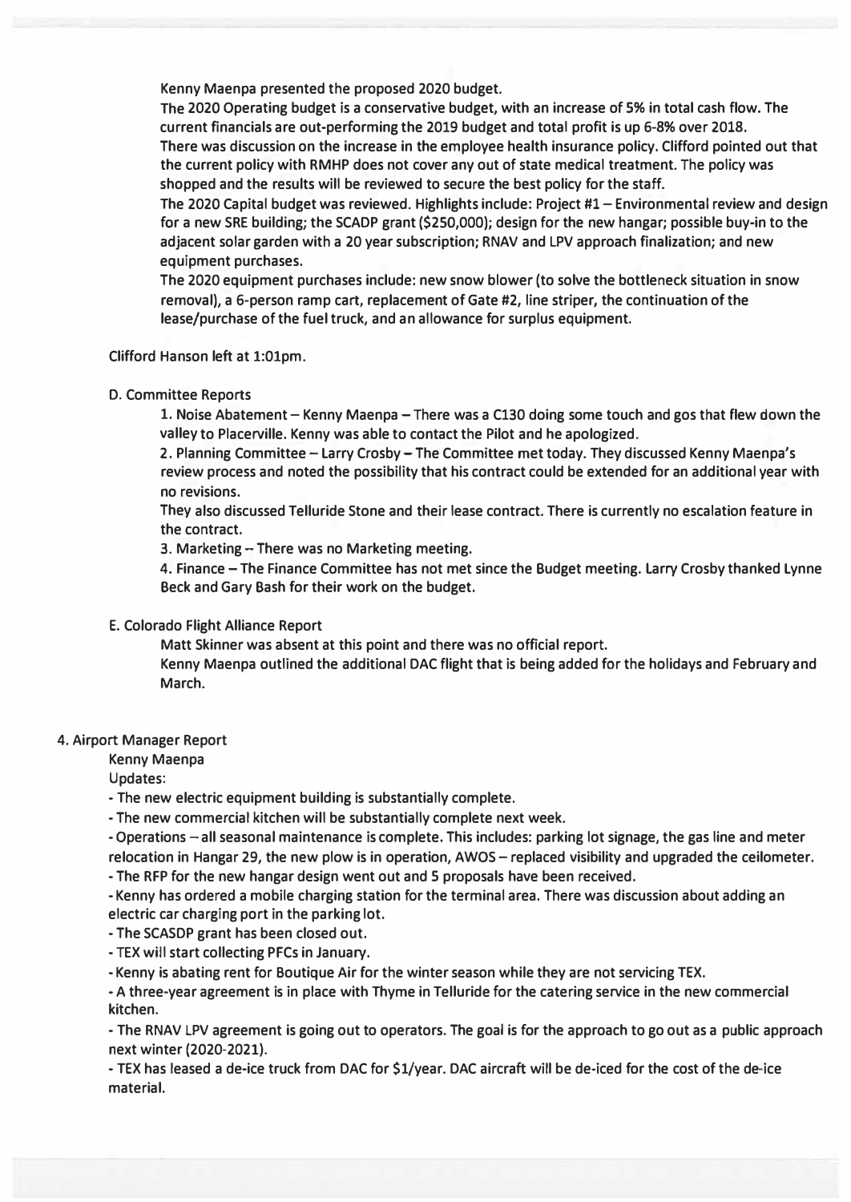Kenny Maenpa presented the proposed 2020 budget.

The 2020 Operating budget is a conservative budget, with an increase of 5% in total cash flow. The current financials are out-performing the 2019 budget and total profit is up 6-8% over 2018.

There was discussion on the increase in the employee health insurance policy. Clifford pointed out that the current policy with RMHP does not cover any out of state medical treatment. The policy was shopped and the results will be reviewed to secure the best policy for the staff.

The 2020 Capital budget was reviewed. Highlights include: Project #1 – Environmental review and design for a new SRE building; the SCADP grant ($250,000); design for the new hangar; possible buy-in to the adjacent solar garden with a 20 year subscription; RNAV and LPV approach finalization; and new equipment purchases.

The 2020 equipment purchases include: new snow blower (to solve the bottleneck situation in snow removal), a 6-person ramp cart, replacement of Gate #2, line striper, the continuation of the lease/purchase of the fuel truck, and an allowance for surplus equipment.

Clifford Hanson left at 1:01pm.

D. Committee Reports

1. Noise Abatement – Kenny Maenpa – There was a C130 doing some touch and gos that flew down the valley to Placerville. Kenny was able to contact the Pilot and he apologized.

2. Planning Committee – Larry Crosby – The Committee met today. They discussed Kenny Maenpa's review process and noted the possibility that his contract could be extended for an additional year with no revisions.

They also discussed Telluride Stone and their lease contract. There is currently no escalation feature in the contract.

3. Marketing – There was no Marketing meeting.

4. Finance – The Finance Committee has not met since the Budget meeting. Larry Crosby thanked Lynne Beck and Gary Bash for their work on the budget.

E. Colorado Flight Alliance Report

Matt Skinner was absent at this point and there was no official report.

Kenny Maenpa outlined the additional DAC flight that is being added for the holidays and February and March.

4. Airport Manager Report

Kenny Maenpa

Updates:

- The new electric equipment building is substantially complete.
- The new commercial kitchen will be substantially complete next week.
- Operations – all seasonal maintenance is complete. This includes: parking lot signage, the gas line and meter relocation in Hangar 29, the new plow is in operation, AWOS – replaced visibility and upgraded the ceilometer.
- The RFP for the new hangar design went out and 5 proposals have been received.
- Kenny has ordered a mobile charging station for the terminal area. There was discussion about adding an electric car charging port in the parking lot.
- The SCASDP grant has been closed out.
- TEX will start collecting PFCs in January.
- Kenny is abating rent for Boutique Air for the winter season while they are not servicing TEX.
- A three-year agreement is in place with Thyme in Telluride for the catering service in the new commercial kitchen.
- The RNAV LPV agreement is going out to operators. The goal is for the approach to go out as a public approach next winter (2020-2021).
- TEX has leased a de-ice truck from DAC for $1/year. DAC aircraft will be de-iced for the cost of the de-ice material.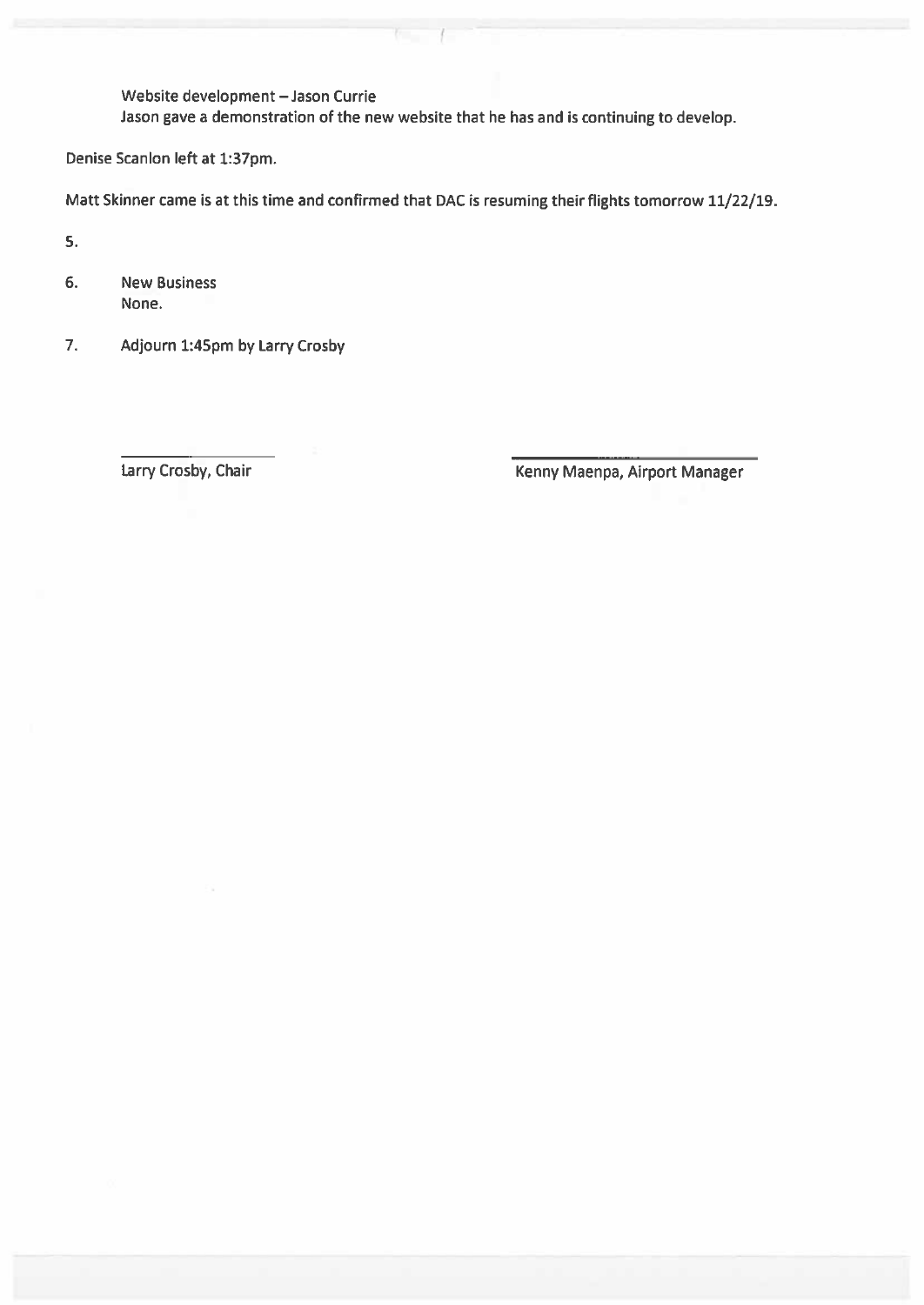Website development – Jason Currie
Jason gave a demonstration of the new website that he has and is continuing to develop.

Denise Scanlon left at 1:37pm.

Matt Skinner came is at this time and confirmed that DAC is resuming their flights tomorrow 11/22/19.

5.

6. New Business
   None.

7. Adjourn 1:45pm by Larry Crosby

Larry Crosby, Chair

Kenny Maenpa, Airport Manager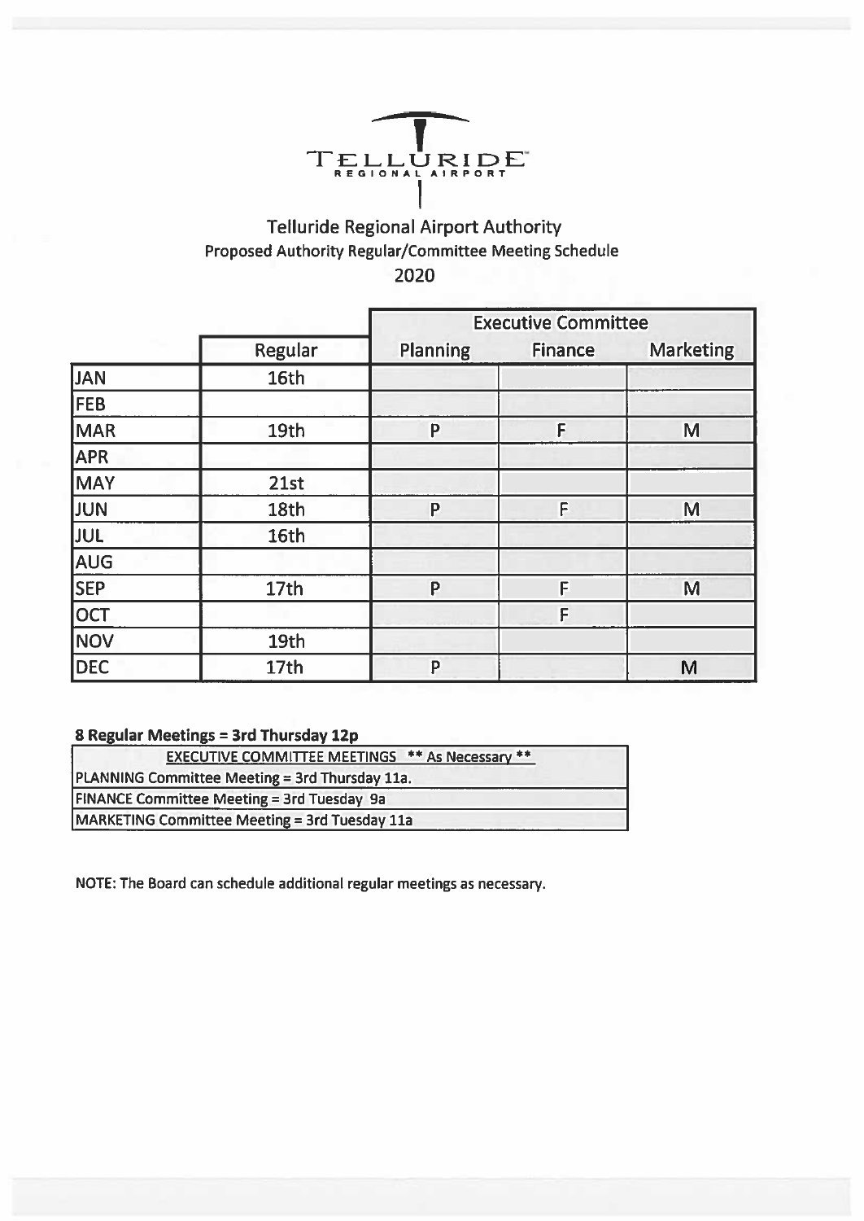TELLURIDE REGIONAL AIRPORT

## Telluride Regional Airport Authority

### Proposed Authority Regular/Committee Meeting Schedule

### 2020

| | Regular | Executive Committee | | |
|---|---|---|---|---|
| | | Planning | Finance | Marketing |
| JAN | 16th | | | |
| FEB | | | | |
| MAR | 19th | P | F | M |
| APR | | | | |
| MAY | 21st | | | |
| JUN | 18th | P | F | M |
| JUL | 16th | | | |
| AUG | | | | |
| SEP | 17th | P | F | M |
| OCT | | | F | |
| NOV | 19th | | | |
| DEC | 17th | P | | M |

**8 Regular Meetings = 3rd Thursday 12p**

| EXECUTIVE COMMITTEE MEETINGS ** As Necessary ** |
|---|
| PLANNING Committee Meeting = 3rd Thursday 11a. |
| FINANCE Committee Meeting = 3rd Tuesday 9a |
| MARKETING Committee Meeting = 3rd Tuesday 11a |

NOTE: The Board can schedule additional regular meetings as necessary.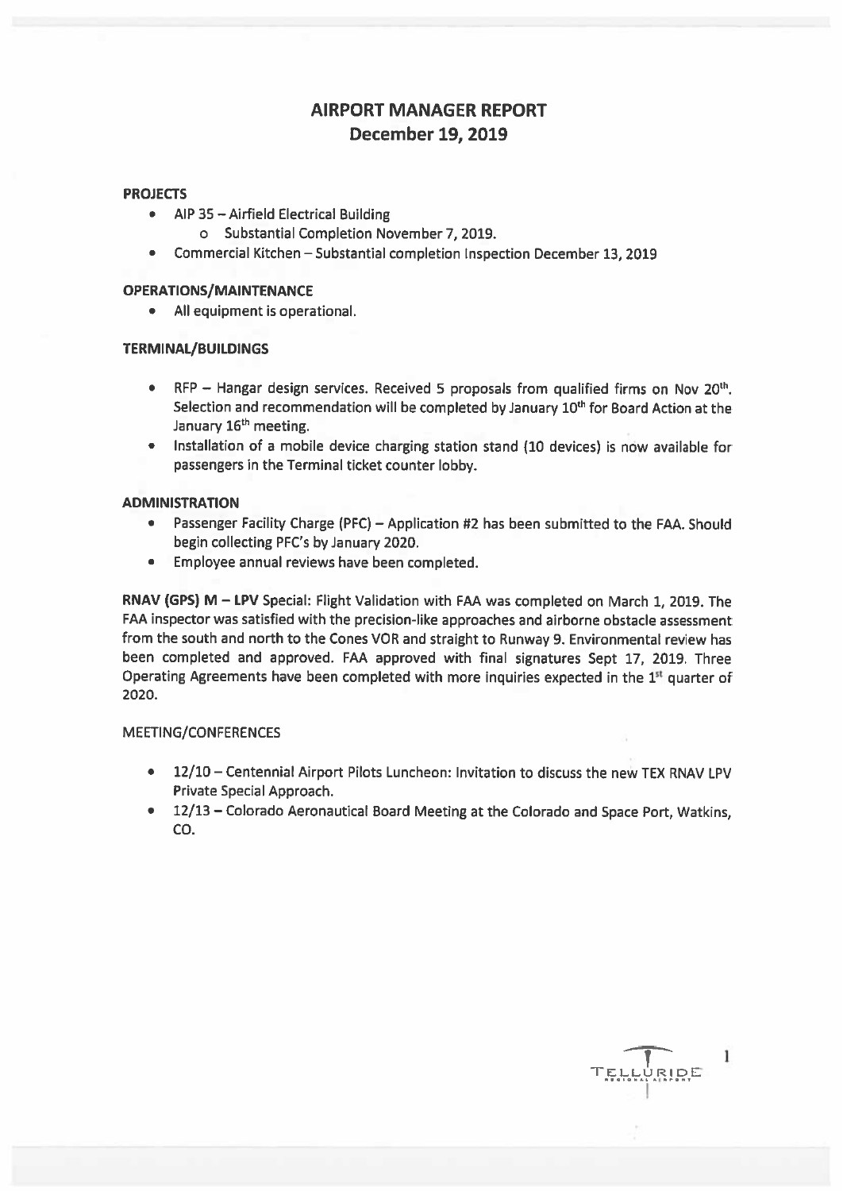# AIRPORT MANAGER REPORT
## December 19, 2019

**PROJECTS**

- AIP 35 – Airfield Electrical Building
  - Substantial Completion November 7, 2019.
- Commercial Kitchen – Substantial completion Inspection December 13, 2019

**OPERATIONS/MAINTENANCE**

- All equipment is operational.

**TERMINAL/BUILDINGS**

- RFP – Hangar design services. Received 5 proposals from qualified firms on Nov 20th. Selection and recommendation will be completed by January 10th for Board Action at the January 16th meeting.
- Installation of a mobile device charging station stand (10 devices) is now available for passengers in the Terminal ticket counter lobby.

**ADMINISTRATION**

- Passenger Facility Charge (PFC) – Application #2 has been submitted to the FAA. Should begin collecting PFC's by January 2020.
- Employee annual reviews have been completed.

**RNAV (GPS) M – LPV** Special: Flight Validation with FAA was completed on March 1, 2019. The FAA inspector was satisfied with the precision-like approaches and airborne obstacle assessment from the south and north to the Cones VOR and straight to Runway 9. Environmental review has been completed and approved. FAA approved with final signatures Sept 17, 2019. Three Operating Agreements have been completed with more inquiries expected in the 1st quarter of 2020.

MEETING/CONFERENCES

- 12/10 – Centennial Airport Pilots Luncheon: Invitation to discuss the new TEX RNAV LPV Private Special Approach.
- 12/13 – Colorado Aeronautical Board Meeting at the Colorado and Space Port, Watkins, CO.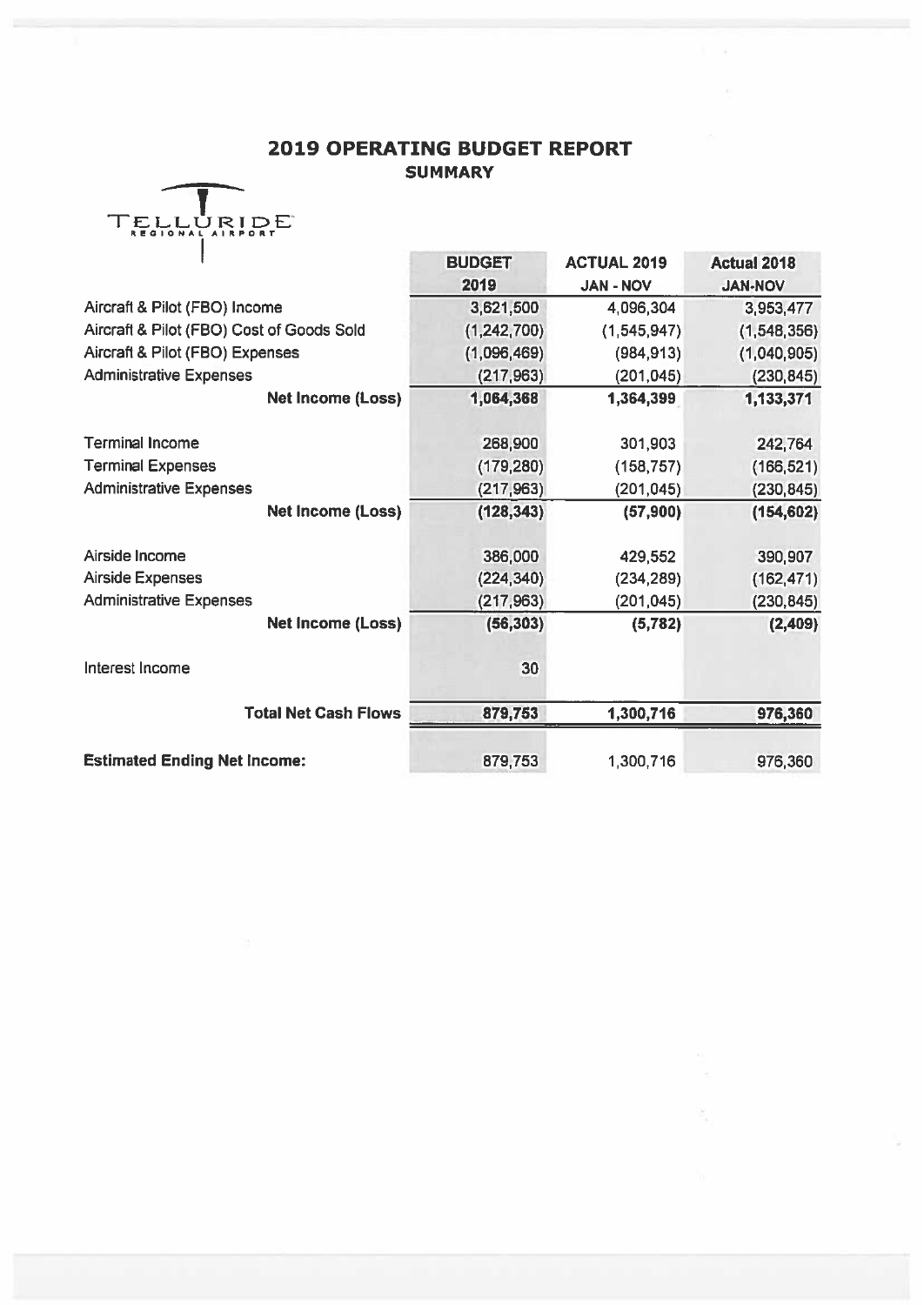# 2019 OPERATING BUDGET REPORT

## SUMMARY

TELLURIDE REGIONAL AIRPORT

| | BUDGET 2019 | ACTUAL 2019 JAN - NOV | Actual 2018 JAN-NOV |
|---|---|---|---|
| Aircraft & Pilot (FBO) Income | 3,621,500 | 4,096,304 | 3,953,477 |
| Aircraft & Pilot (FBO) Cost of Goods Sold | (1,242,700) | (1,545,947) | (1,548,356) |
| Aircraft & Pilot (FBO) Expenses | (1,096,469) | (984,913) | (1,040,905) |
| Administrative Expenses | (217,963) | (201,045) | (230,845) |
| **Net Income (Loss)** | **1,064,368** | **1,364,399** | **1,133,371** |
| | | | |
| Terminal Income | 268,900 | 301,903 | 242,764 |
| Terminal Expenses | (179,280) | (158,757) | (166,521) |
| Administrative Expenses | (217,963) | (201,045) | (230,845) |
| **Net Income (Loss)** | **(128,343)** | **(57,900)** | **(154,602)** |
| | | | |
| Airside Income | 386,000 | 429,552 | 390,907 |
| Airside Expenses | (224,340) | (234,289) | (162,471) |
| Administrative Expenses | (217,963) | (201,045) | (230,845) |
| **Net Income (Loss)** | **(56,303)** | **(5,782)** | **(2,409)** |
| | | | |
| Interest Income | 30 | | |
| | | | |
| **Total Net Cash Flows** | **879,753** | **1,300,716** | **976,360** |
| | | | |
| **Estimated Ending Net Income:** | 879,753 | 1,300,716 | 976,360 |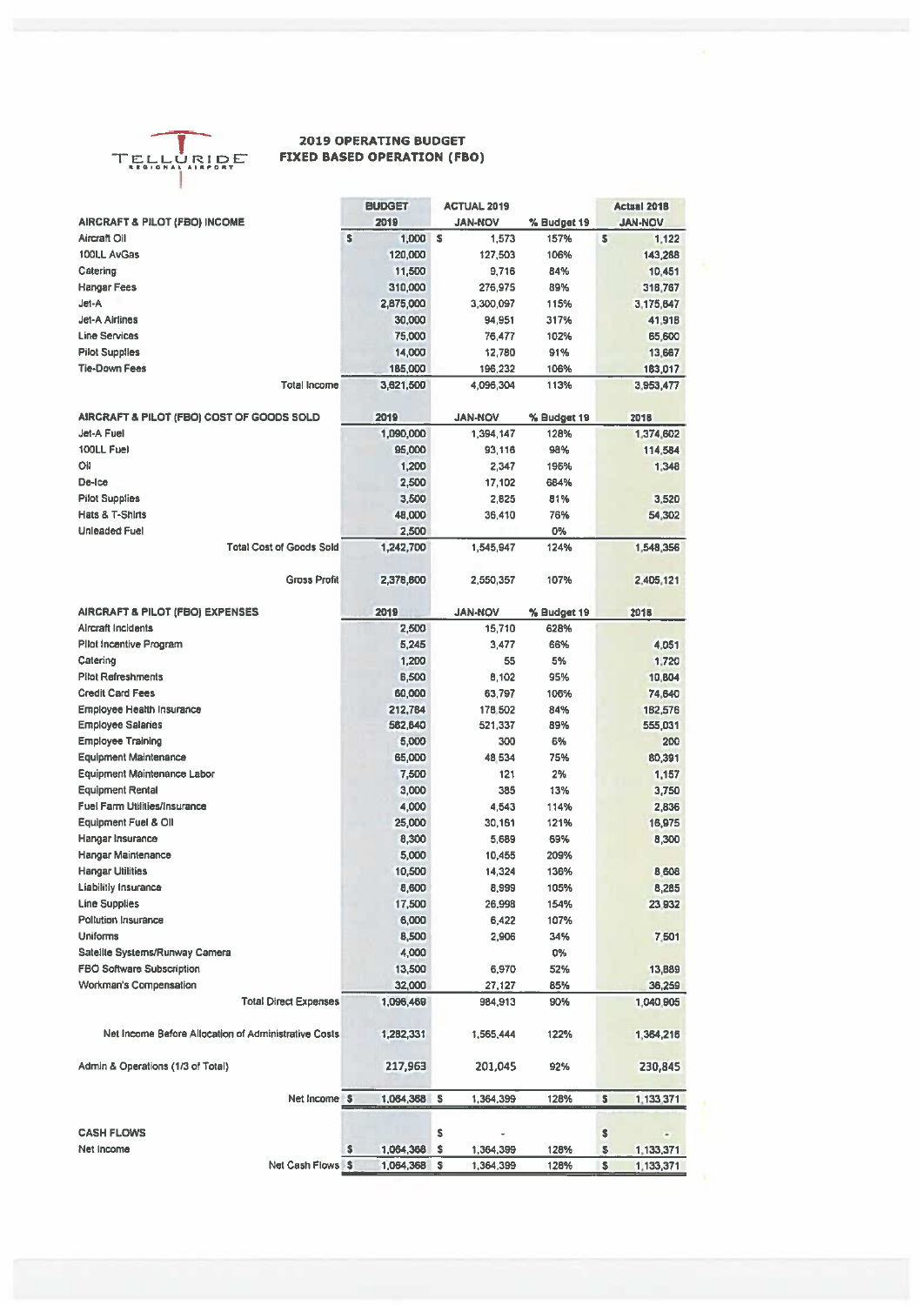TELLURIDE REGIONAL AIRPORT

# 2019 OPERATING BUDGET
## FIXED BASED OPERATION (FBO)

| AIRCRAFT & PILOT (FBO) INCOME | BUDGET 2019 | ACTUAL 2019 JAN-NOV | % Budget 19 | Actual 2018 JAN-NOV |
|---|---|---|---|---|
| Aircraft Oil | $ 1,000 | $ 1,573 | 157% | $ 1,122 |
| 100LL AvGas | 120,000 | 127,503 | 106% | 143,288 |
| Catering | 11,500 | 9,716 | 84% | 10,451 |
| Hangar Fees | 310,000 | 276,975 | 89% | 318,787 |
| Jet-A | 2,875,000 | 3,300,097 | 115% | 3,175,647 |
| Jet-A Airlines | 30,000 | 94,951 | 317% | 41,918 |
| Line Services | 75,000 | 76,477 | 102% | 65,600 |
| Pilot Supplies | 14,000 | 12,780 | 91% | 13,667 |
| Tie-Down Fees | 185,000 | 196,232 | 106% | 183,017 |
| Total Income | 3,621,500 | 4,096,304 | 113% | 3,953,477 |
| | | | | |
| **AIRCRAFT & PILOT (FBO) COST OF GOODS SOLD** | **2019** | **JAN-NOV** | **% Budget 19** | **2018** |
| Jet-A Fuel | 1,090,000 | 1,394,147 | 128% | 1,374,602 |
| 100LL Fuel | 95,000 | 93,116 | 98% | 114,584 |
| Oil | 1,200 | 2,347 | 196% | 1,348 |
| De-Ice | 2,500 | 17,102 | 684% | |
| Pilot Supplies | 3,500 | 2,825 | 81% | 3,520 |
| Hats & T-Shirts | 48,000 | 36,410 | 76% | 54,302 |
| Unleaded Fuel | 2,500 | | 0% | |
| Total Cost of Goods Sold | 1,242,700 | 1,545,947 | 124% | 1,548,356 |
| | | | | |
| Gross Profit | 2,378,800 | 2,550,357 | 107% | 2,405,121 |
| | | | | |
| **AIRCRAFT & PILOT (FBO) EXPENSES** | **2019** | **JAN-NOV** | **% Budget 19** | **2018** |
| Aircraft Incidents | 2,500 | 15,710 | 628% | |
| Pilot Incentive Program | 5,245 | 3,477 | 66% | 4,051 |
| Catering | 1,200 | 55 | 5% | 1,720 |
| Pilot Refreshments | 8,500 | 8,102 | 95% | 10,804 |
| Credit Card Fees | 60,000 | 63,797 | 106% | 74,640 |
| Employee Health Insurance | 212,784 | 178,502 | 84% | 182,576 |
| Employee Salaries | 582,640 | 521,337 | 89% | 555,031 |
| Employee Training | 5,000 | 300 | 6% | 200 |
| Equipment Maintenance | 65,000 | 48,534 | 75% | 80,391 |
| Equipment Maintenance Labor | 7,500 | 121 | 2% | 1,157 |
| Equipment Rental | 3,000 | 385 | 13% | 3,750 |
| Fuel Farm Utilities/Insurance | 4,000 | 4,543 | 114% | 2,836 |
| Equipment Fuel & Oil | 25,000 | 30,161 | 121% | 16,975 |
| Hangar Insurance | 8,300 | 5,689 | 69% | 8,300 |
| Hangar Maintenance | 5,000 | 10,455 | 209% | |
| Hangar Utilities | 10,500 | 14,324 | 136% | 8,608 |
| Liability Insurance | 8,600 | 8,999 | 105% | 8,285 |
| Line Supplies | 17,500 | 26,998 | 154% | 23,932 |
| Pollution Insurance | 6,000 | 6,422 | 107% | |
| Uniforms | 8,500 | 2,906 | 34% | 7,501 |
| Satellite Systems/Runway Camera | 4,000 | | 0% | |
| FBO Software Subscription | 13,500 | 6,970 | 52% | 13,889 |
| Workman's Compensation | 32,000 | 27,127 | 85% | 36,259 |
| Total Direct Expenses | 1,096,469 | 984,913 | 90% | 1,040,905 |
| | | | | |
| Net Income Before Allocation of Administrative Costs | 1,282,331 | 1,565,444 | 122% | 1,364,216 |
| | | | | |
| Admin & Operations (1/3 of Total) | 217,963 | 201,045 | 92% | 230,845 |
| | | | | |
| Net Income | $ 1,064,368 | $ 1,364,399 | 128% | $ 1,133,371 |
| | | | | |
| **CASH FLOWS** | | $ - | | $ - |
| Net Income | $ 1,064,368 | $ 1,364,399 | 128% | $ 1,133,371 |
| Net Cash Flows | $ 1,064,368 | $ 1,364,399 | 128% | $ 1,133,371 |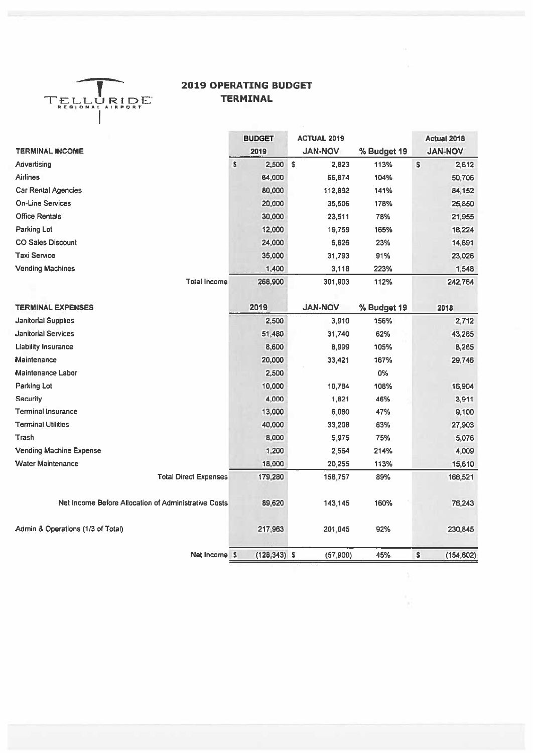TELLURIDE REGIONAL AIRPORT

# 2019 OPERATING BUDGET
## TERMINAL

| TERMINAL INCOME | BUDGET 2019 | ACTUAL 2019 JAN-NOV | % Budget 19 | Actual 2018 JAN-NOV |
|---|---|---|---|---|
| Advertising | $ 2,500 | $ 2,823 | 113% | $ 2,612 |
| Airlines | 64,000 | 66,874 | 104% | 50,706 |
| Car Rental Agencies | 80,000 | 112,892 | 141% | 84,152 |
| On-Line Services | 20,000 | 35,506 | 178% | 25,850 |
| Office Rentals | 30,000 | 23,511 | 78% | 21,955 |
| Parking Lot | 12,000 | 19,759 | 165% | 18,224 |
| CO Sales Discount | 24,000 | 5,626 | 23% | 14,691 |
| Taxi Service | 35,000 | 31,793 | 91% | 23,026 |
| Vending Machines | 1,400 | 3,118 | 223% | 1,548 |
| Total Income | 268,900 | 301,903 | 112% | 242,764 |

| TERMINAL EXPENSES | 2019 | JAN-NOV | % Budget 19 | 2018 |
|---|---|---|---|---|
| Janitorial Supplies | 2,500 | 3,910 | 156% | 2,712 |
| Janitorial Services | 51,480 | 31,740 | 62% | 43,265 |
| Liability Insurance | 8,600 | 8,999 | 105% | 8,285 |
| Maintenance | 20,000 | 33,421 | 167% | 29,746 |
| Maintenance Labor | 2,500 | | 0% | |
| Parking Lot | 10,000 | 10,784 | 108% | 16,904 |
| Security | 4,000 | 1,821 | 46% | 3,911 |
| Terminal Insurance | 13,000 | 6,080 | 47% | 9,100 |
| Terminal Utilities | 40,000 | 33,208 | 83% | 27,903 |
| Trash | 8,000 | 5,975 | 75% | 5,076 |
| Vending Machine Expense | 1,200 | 2,564 | 214% | 4,009 |
| Water Maintenance | 18,000 | 20,255 | 113% | 15,610 |
| Total Direct Expenses | 179,280 | 158,757 | 89% | 166,521 |
| Net Income Before Allocation of Administrative Costs | 89,620 | 143,145 | 160% | 76,243 |
| Admin & Operations (1/3 of Total) | 217,963 | 201,045 | 92% | 230,845 |
| Net Income | $ (128,343) | $ (57,900) | 45% | $ (154,602) |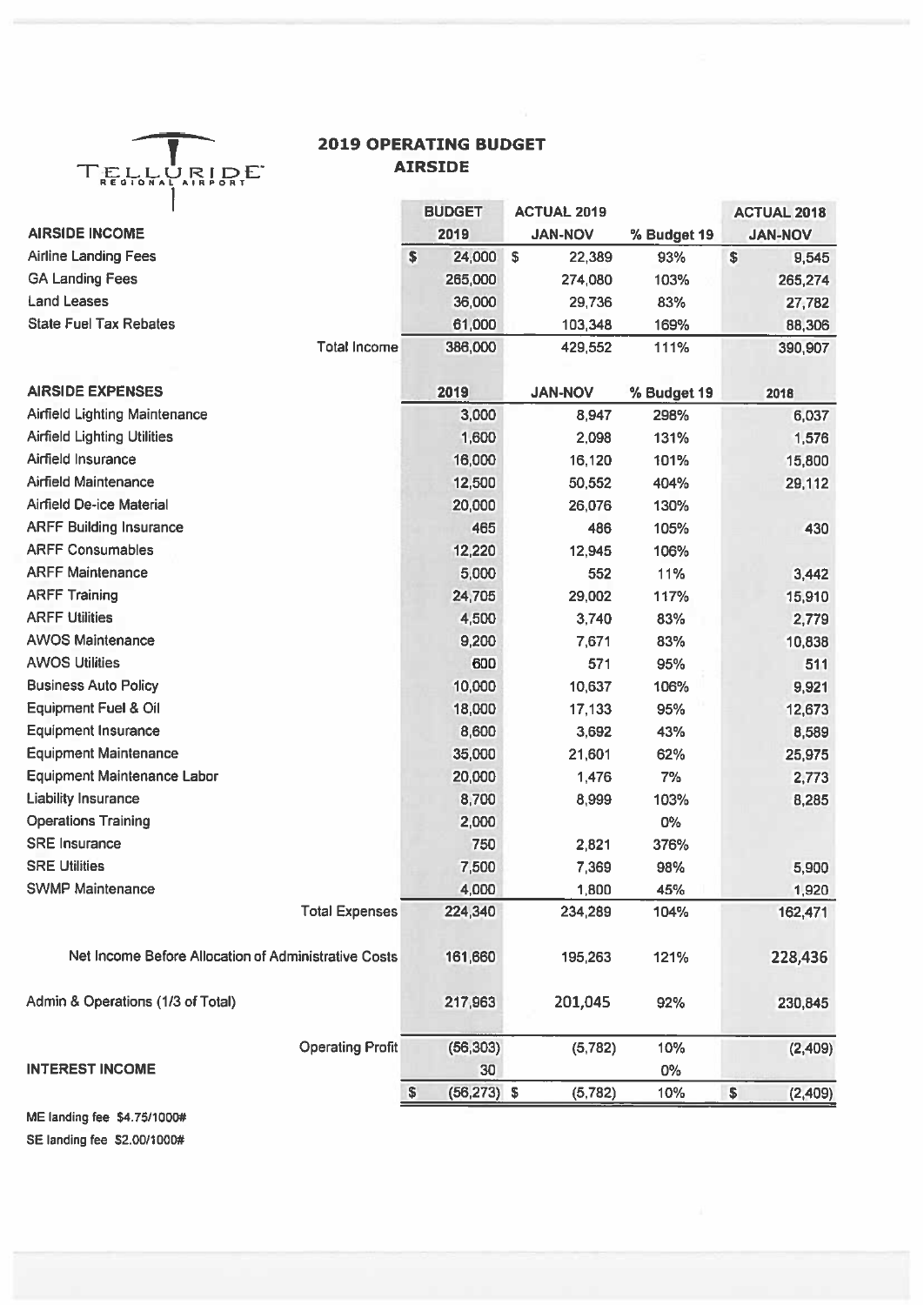TELLURIDE REGIONAL AIRPORT

# 2019 OPERATING BUDGET
## AIRSIDE

| AIRSIDE INCOME | BUDGET 2019 | ACTUAL 2019 JAN-NOV | % Budget 19 | ACTUAL 2018 JAN-NOV |
|---|---|---|---|---|
| Airline Landing Fees | $ 24,000 | $ 22,389 | 93% | $ 9,545 |
| GA Landing Fees | 265,000 | 274,080 | 103% | 265,274 |
| Land Leases | 36,000 | 29,736 | 83% | 27,782 |
| State Fuel Tax Rebates | 61,000 | 103,348 | 169% | 88,306 |
| Total Income | 386,000 | 429,552 | 111% | 390,907 |
| | | | | |
| **AIRSIDE EXPENSES** | **2019** | **JAN-NOV** | **% Budget 19** | **2018** |
| Airfield Lighting Maintenance | 3,000 | 8,947 | 298% | 6,037 |
| Airfield Lighting Utilities | 1,600 | 2,098 | 131% | 1,576 |
| Airfield Insurance | 16,000 | 16,120 | 101% | 15,800 |
| Airfield Maintenance | 12,500 | 50,552 | 404% | 29,112 |
| Airfield De-ice Material | 20,000 | 26,076 | 130% | |
| ARFF Building Insurance | 465 | 486 | 105% | 430 |
| ARFF Consumables | 12,220 | 12,945 | 106% | |
| ARFF Maintenance | 5,000 | 552 | 11% | 3,442 |
| ARFF Training | 24,705 | 29,002 | 117% | 15,910 |
| ARFF Utilities | 4,500 | 3,740 | 83% | 2,779 |
| AWOS Maintenance | 9,200 | 7,671 | 83% | 10,838 |
| AWOS Utilities | 600 | 571 | 95% | 511 |
| Business Auto Policy | 10,000 | 10,637 | 106% | 9,921 |
| Equipment Fuel & Oil | 18,000 | 17,133 | 95% | 12,673 |
| Equipment Insurance | 8,600 | 3,692 | 43% | 8,589 |
| Equipment Maintenance | 35,000 | 21,601 | 62% | 25,975 |
| Equipment Maintenance Labor | 20,000 | 1,476 | 7% | 2,773 |
| Liability Insurance | 8,700 | 8,999 | 103% | 8,285 |
| Operations Training | 2,000 | | 0% | |
| SRE Insurance | 750 | 2,821 | 376% | |
| SRE Utilities | 7,500 | 7,369 | 98% | 5,900 |
| SWMP Maintenance | 4,000 | 1,800 | 45% | 1,920 |
| Total Expenses | 224,340 | 234,289 | 104% | 162,471 |
| | | | | |
| Net Income Before Allocation of Administrative Costs | 161,660 | 195,263 | 121% | 228,436 |
| | | | | |
| Admin & Operations (1/3 of Total) | 217,963 | 201,045 | 92% | 230,845 |
| | | | | |
| Operating Profit | (56,303) | (5,782) | 10% | (2,409) |
| **INTEREST INCOME** | 30 | | 0% | |
| | $ (56,273) | $ (5,782) | 10% | $ (2,409) |

ME landing fee $4.75/1000#

SE landing fee $2.00/1000#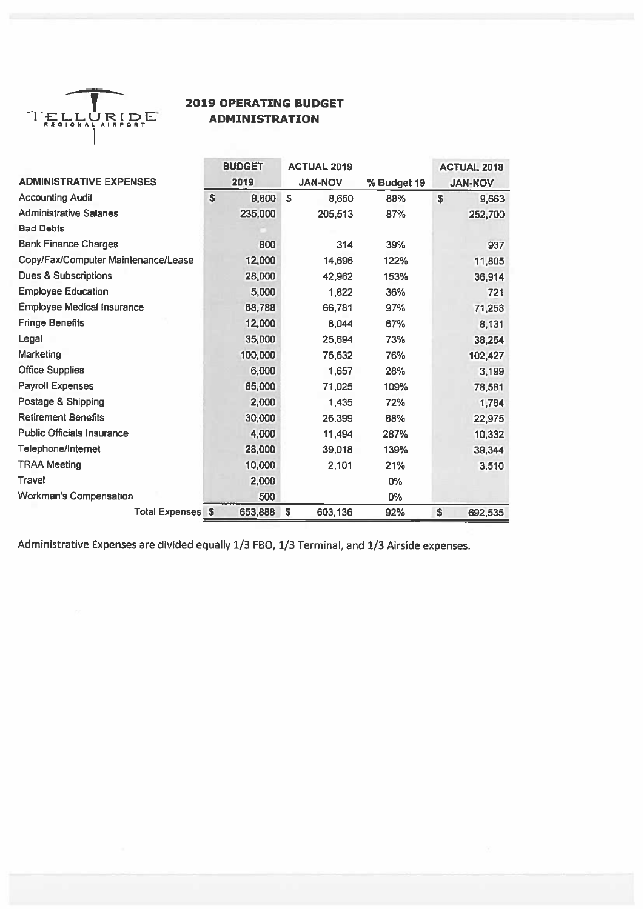TELLURIDE REGIONAL AIRPORT

## 2019 OPERATING BUDGET
## ADMINISTRATION

| ADMINISTRATIVE EXPENSES | BUDGET 2019 | ACTUAL 2019 JAN-NOV | % Budget 19 | ACTUAL 2018 JAN-NOV |
|---|---|---|---|---|
| Accounting Audit | $ 9,800 | $ 8,650 | 88% | $ 9,663 |
| Administrative Salaries | 235,000 | 205,513 | 87% | 252,700 |
| Bad Debts | - | | | |
| Bank Finance Charges | 800 | 314 | 39% | 937 |
| Copy/Fax/Computer Maintenance/Lease | 12,000 | 14,696 | 122% | 11,805 |
| Dues & Subscriptions | 28,000 | 42,962 | 153% | 36,914 |
| Employee Education | 5,000 | 1,822 | 36% | 721 |
| Employee Medical Insurance | 68,788 | 66,781 | 97% | 71,258 |
| Fringe Benefits | 12,000 | 8,044 | 67% | 8,131 |
| Legal | 35,000 | 25,694 | 73% | 38,254 |
| Marketing | 100,000 | 75,532 | 76% | 102,427 |
| Office Supplies | 6,000 | 1,657 | 28% | 3,199 |
| Payroll Expenses | 65,000 | 71,025 | 109% | 78,581 |
| Postage & Shipping | 2,000 | 1,435 | 72% | 1,784 |
| Retirement Benefits | 30,000 | 26,399 | 88% | 22,975 |
| Public Officials Insurance | 4,000 | 11,494 | 287% | 10,332 |
| Telephone/Internet | 28,000 | 39,018 | 139% | 39,344 |
| TRAA Meeting | 10,000 | 2,101 | 21% | 3,510 |
| Travel | 2,000 | | 0% | |
| Workman's Compensation | 500 | | 0% | |
| Total Expenses | $ 653,888 | $ 603,136 | 92% | $ 692,535 |

Administrative Expenses are divided equally 1/3 FBO, 1/3 Terminal, and 1/3 Airside expenses.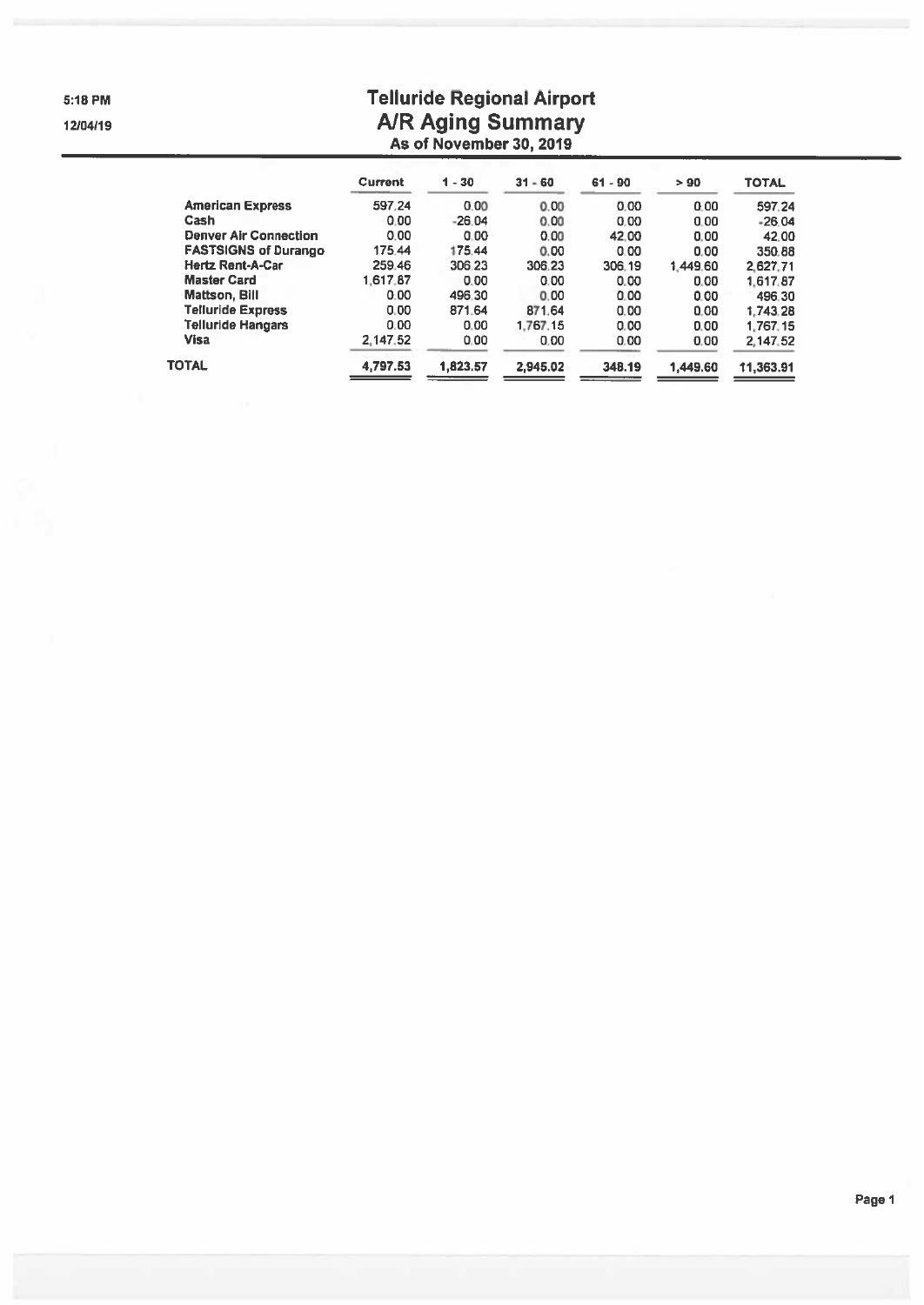5:18 PM

12/04/19

# Telluride Regional Airport
## A/R Aging Summary
### As of November 30, 2019

| | Current | 1 - 30 | 31 - 60 | 61 - 90 | > 90 | TOTAL |
|---|---|---|---|---|---|---|
| **American Express** | 597.24 | 0.00 | 0.00 | 0.00 | 0.00 | 597.24 |
| **Cash** | 0.00 | -26.04 | 0.00 | 0.00 | 0.00 | -26.04 |
| **Denver Air Connection** | 0.00 | 0.00 | 0.00 | 42.00 | 0.00 | 42.00 |
| **FASTSIGNS of Durango** | 175.44 | 175.44 | 0.00 | 0.00 | 0.00 | 350.88 |
| **Hertz Rent-A-Car** | 259.46 | 306.23 | 306.23 | 306.19 | 1,449.60 | 2,627.71 |
| **Master Card** | 1,617.87 | 0.00 | 0.00 | 0.00 | 0.00 | 1,617.87 |
| **Mattson, Bill** | 0.00 | 496.30 | 0.00 | 0.00 | 0.00 | 496.30 |
| **Telluride Express** | 0.00 | 871.64 | 871.64 | 0.00 | 0.00 | 1,743.28 |
| **Telluride Hangars** | 0.00 | 0.00 | 1,767.15 | 0.00 | 0.00 | 1,767.15 |
| **Visa** | 2,147.52 | 0.00 | 0.00 | 0.00 | 0.00 | 2,147.52 |
| **TOTAL** | **4,797.53** | **1,823.57** | **2,945.02** | **348.19** | **1,449.60** | **11,363.91** |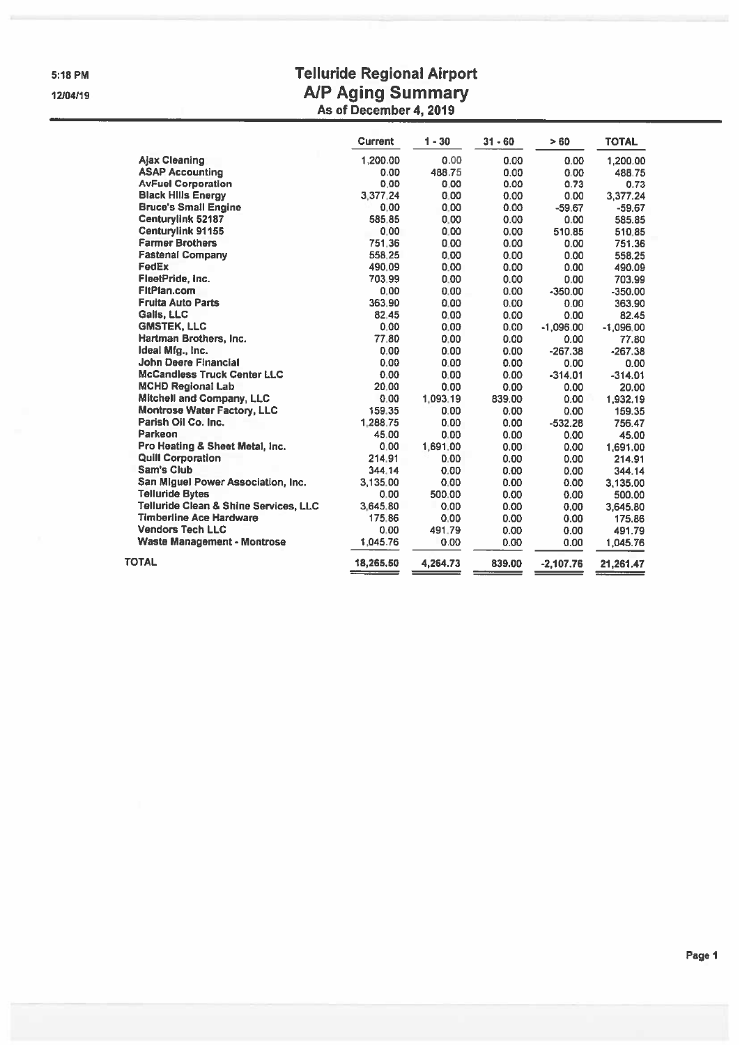5:18 PM

12/04/19

# Telluride Regional Airport
## A/P Aging Summary
### As of December 4, 2019

| | Current | 1 - 30 | 31 - 60 | > 60 | TOTAL |
|---|---|---|---|---|---|
| Ajax Cleaning | 1,200.00 | 0.00 | 0.00 | 0.00 | 1,200.00 |
| ASAP Accounting | 0.00 | 488.75 | 0.00 | 0.00 | 488.75 |
| AvFuel Corporation | 0.00 | 0.00 | 0.00 | 0.73 | 0.73 |
| Black Hills Energy | 3,377.24 | 0.00 | 0.00 | 0.00 | 3,377.24 |
| Bruce's Small Engine | 0.00 | 0.00 | 0.00 | -59.67 | -59.67 |
| Centurylink 52187 | 585.85 | 0.00 | 0.00 | 0.00 | 585.85 |
| Centurylink 91155 | 0.00 | 0.00 | 0.00 | 510.85 | 510.85 |
| Farmer Brothers | 751.36 | 0.00 | 0.00 | 0.00 | 751.36 |
| Fastenal Company | 558.25 | 0.00 | 0.00 | 0.00 | 558.25 |
| FedEx | 490.09 | 0.00 | 0.00 | 0.00 | 490.09 |
| FleetPride, Inc. | 703.99 | 0.00 | 0.00 | 0.00 | 703.99 |
| FitPlan.com | 0.00 | 0.00 | 0.00 | -350.00 | -350.00 |
| Fruita Auto Parts | 363.90 | 0.00 | 0.00 | 0.00 | 363.90 |
| Galls, LLC | 82.45 | 0.00 | 0.00 | 0.00 | 82.45 |
| GMSTEK, LLC | 0.00 | 0.00 | 0.00 | -1,096.00 | -1,096.00 |
| Hartman Brothers, Inc. | 77.80 | 0.00 | 0.00 | 0.00 | 77.80 |
| Ideal Mfg., Inc. | 0.00 | 0.00 | 0.00 | -267.38 | -267.38 |
| John Deere Financial | 0.00 | 0.00 | 0.00 | 0.00 | 0.00 |
| McCandless Truck Center LLC | 0.00 | 0.00 | 0.00 | -314.01 | -314.01 |
| MCHD Regional Lab | 20.00 | 0.00 | 0.00 | 0.00 | 20.00 |
| Mitchell and Company, LLC | 0.00 | 1,093.19 | 839.00 | 0.00 | 1,932.19 |
| Montrose Water Factory, LLC | 159.35 | 0.00 | 0.00 | 0.00 | 159.35 |
| Parish Oil Co. Inc. | 1,288.75 | 0.00 | 0.00 | -532.28 | 756.47 |
| Parkeon | 45.00 | 0.00 | 0.00 | 0.00 | 45.00 |
| Pro Heating & Sheet Metal, Inc. | 0.00 | 1,691.00 | 0.00 | 0.00 | 1,691.00 |
| Quill Corporation | 214.91 | 0.00 | 0.00 | 0.00 | 214.91 |
| Sam's Club | 344.14 | 0.00 | 0.00 | 0.00 | 344.14 |
| San Miguel Power Association, Inc. | 3,135.00 | 0.00 | 0.00 | 0.00 | 3,135.00 |
| Telluride Bytes | 0.00 | 500.00 | 0.00 | 0.00 | 500.00 |
| Telluride Clean & Shine Services, LLC | 3,645.80 | 0.00 | 0.00 | 0.00 | 3,645.80 |
| Timberline Ace Hardware | 175.86 | 0.00 | 0.00 | 0.00 | 175.86 |
| Vendors Tech LLC | 0.00 | 491.79 | 0.00 | 0.00 | 491.79 |
| Waste Management - Montrose | 1,045.76 | 0.00 | 0.00 | 0.00 | 1,045.76 |
| **TOTAL** | **18,265.50** | **4,264.73** | **839.00** | **-2,107.76** | **21,261.47** |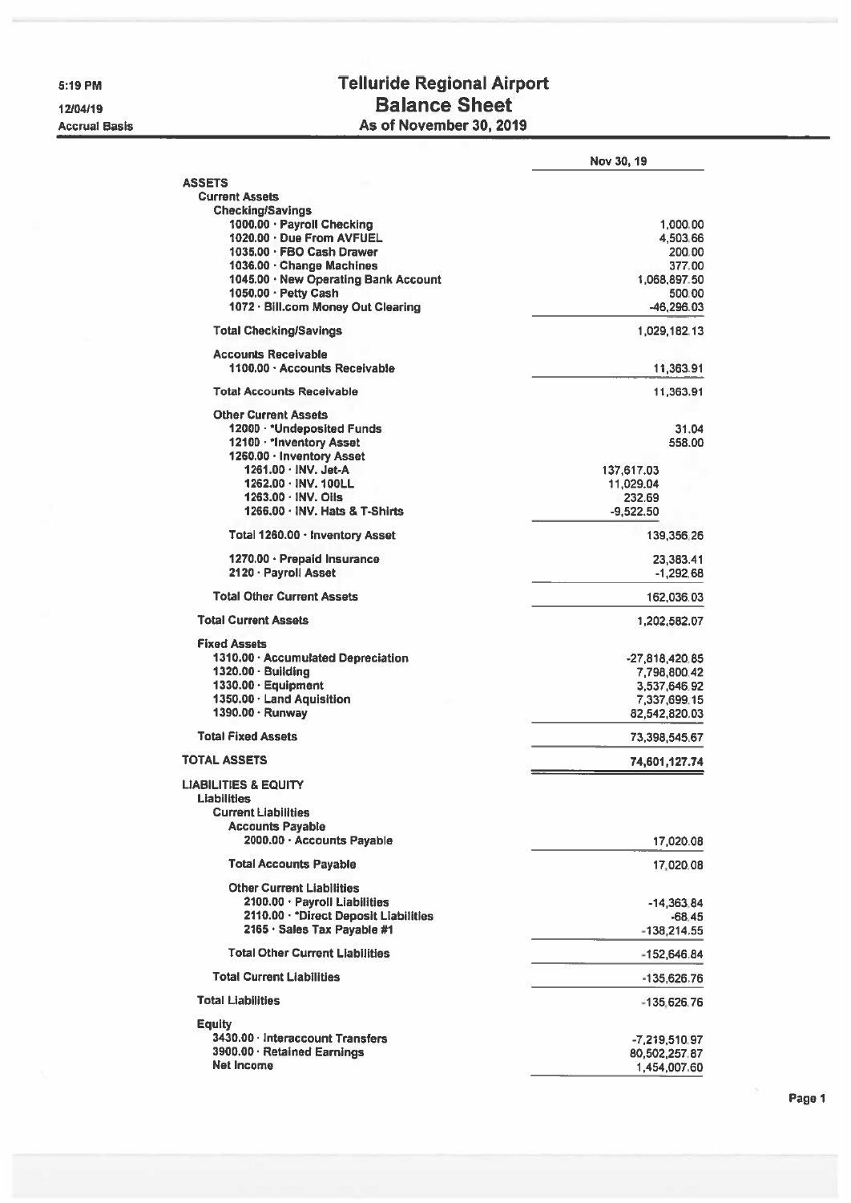5:19 PM
12/04/19
Accrual Basis

# Telluride Regional Airport
## Balance Sheet
### As of November 30, 2019

| | | Nov 30, 19 |
|---|---|---|
| **ASSETS** | | |
| **Current Assets** | | |
| **Checking/Savings** | | |
| 1000.00 · Payroll Checking | | 1,000.00 |
| 1020.00 · Due From AVFUEL | | 4,503.66 |
| 1035.00 · FBO Cash Drawer | | 200.00 |
| 1036.00 · Change Machines | | 377.00 |
| 1045.00 · New Operating Bank Account | | 1,068,897.50 |
| 1050.00 · Petty Cash | | 500.00 |
| 1072 · Bill.com Money Out Clearing | | -46,296.03 |
| **Total Checking/Savings** | | 1,029,182.13 |
| **Accounts Receivable** | | |
| 1100.00 · Accounts Receivable | | 11,363.91 |
| **Total Accounts Receivable** | | 11,363.91 |
| **Other Current Assets** | | |
| 12000 · *Undeposited Funds | | 31.04 |
| 12100 · *Inventory Asset | | 558.00 |
| 1260.00 · Inventory Asset | | |
| 1261.00 · INV. Jet-A | 137,617.03 | |
| 1262.00 · INV. 100LL | 11,029.04 | |
| 1263.00 · INV. Oils | 232.69 | |
| 1266.00 · INV. Hats & T-Shirts | -9,522.50 | |
| Total 1260.00 · Inventory Asset | | 139,356.26 |
| 1270.00 · Prepaid Insurance | | 23,383.41 |
| 2120 · Payroll Asset | | -1,292.68 |
| **Total Other Current Assets** | | 162,036.03 |
| **Total Current Assets** | | 1,202,582.07 |
| **Fixed Assets** | | |
| 1310.00 · Accumulated Depreciation | | -27,818,420.85 |
| 1320.00 · Building | | 7,798,800.42 |
| 1330.00 · Equipment | | 3,537,646.92 |
| 1350.00 · Land Aquisition | | 7,337,699.15 |
| 1390.00 · Runway | | 82,542,820.03 |
| **Total Fixed Assets** | | 73,398,545.67 |
| **TOTAL ASSETS** | | **74,601,127.74** |
| **LIABILITIES & EQUITY** | | |
| **Liabilities** | | |
| **Current Liabilities** | | |
| **Accounts Payable** | | |
| 2000.00 · Accounts Payable | | 17,020.08 |
| **Total Accounts Payable** | | 17,020.08 |
| **Other Current Liabilities** | | |
| 2100.00 · Payroll Liabilities | | -14,363.84 |
| 2110.00 · *Direct Deposit Liabilities | | -68.45 |
| 2165 · Sales Tax Payable #1 | | -138,214.55 |
| **Total Other Current Liabilities** | | -152,646.84 |
| **Total Current Liabilities** | | -135,626.76 |
| **Total Liabilities** | | -135,626.76 |
| **Equity** | | |
| 3430.00 · Interaccount Transfers | | -7,219,510.97 |
| 3900.00 · Retained Earnings | | 80,502,257.87 |
| Net Income | | 1,454,007.60 |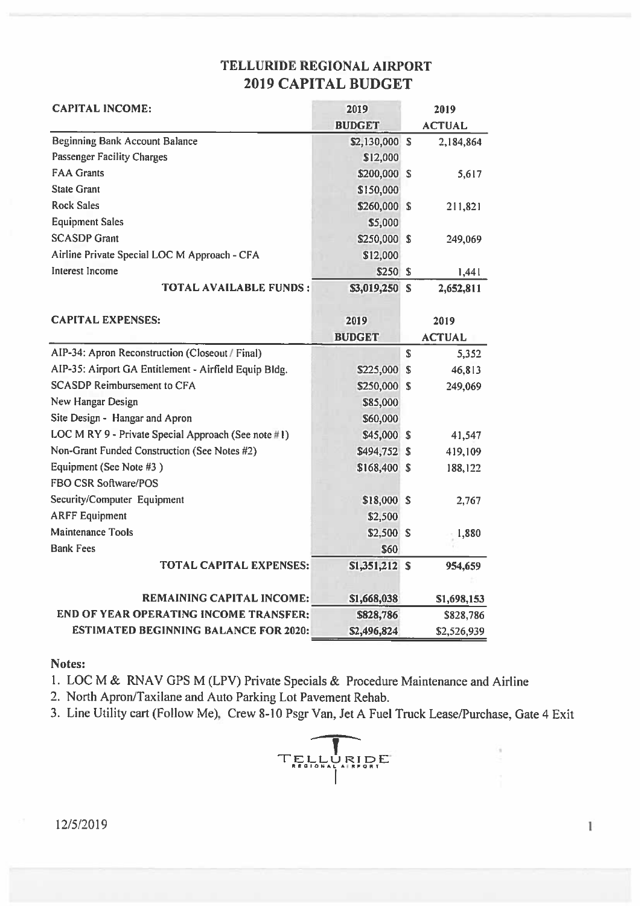# TELLURIDE REGIONAL AIRPORT
## 2019 CAPITAL BUDGET

| CAPITAL INCOME: | 2019 BUDGET | 2019 ACTUAL |
|---|---|---|
| Beginning Bank Account Balance | $2,130,000 | $ 2,184,864 |
| Passenger Facility Charges | $12,000 | |
| FAA Grants | $200,000 | $ 5,617 |
| State Grant | $150,000 | |
| Rock Sales | $260,000 | $ 211,821 |
| Equipment Sales | $5,000 | |
| SCASDP Grant | $250,000 | $ 249,069 |
| Airline Private Special LOC M Approach - CFA | $12,000 | |
| Interest Income | $250 | $ 1,441 |
| **TOTAL AVAILABLE FUNDS :** | $3,019,250 | $ 2,652,811 |

| CAPITAL EXPENSES: | 2019 BUDGET | 2019 ACTUAL |
|---|---|---|
| AIP-34: Apron Reconstruction (Closeout / Final) | | $ 5,352 |
| AIP-35: Airport GA Entitlement - Airfield Equip Bldg. | $225,000 | $ 46,813 |
| SCASDP Reimbursement to CFA | $250,000 | $ 249,069 |
| New Hangar Design | $85,000 | |
| Site Design - Hangar and Apron | $60,000 | |
| LOC M RY 9 - Private Special Approach (See note #1) | $45,000 | $ 41,547 |
| Non-Grant Funded Construction (See Notes #2) | $494,752 | $ 419,109 |
| Equipment (See Note #3 ) | $168,400 | $ 188,122 |
| FBO CSR Software/POS | | |
| Security/Computer Equipment | $18,000 | $ 2,767 |
| ARFF Equipment | $2,500 | |
| Maintenance Tools | $2,500 | $ 1,880 |
| Bank Fees | $60 | |
| **TOTAL CAPITAL EXPENSES:** | $1,351,212 | $ 954,659 |
| | | |
| **REMAINING CAPITAL INCOME:** | $1,668,038 | $1,698,153 |
| **END OF YEAR OPERATING INCOME TRANSFER:** | $828,786 | $828,786 |
| **ESTIMATED BEGINNING BALANCE FOR 2020:** | $2,496,824 | $2,526,939 |

**Notes:**

1. LOC M & RNAV GPS M (LPV) Private Specials & Procedure Maintenance and Airline
2. North Apron/Taxilane and Auto Parking Lot Pavement Rehab.
3. Line Utility cart (Follow Me), Crew 8-10 Psgr Van, Jet A Fuel Truck Lease/Purchase, Gate 4 Exit

TELLURIDE REGIONAL AIRPORT

12/5/2019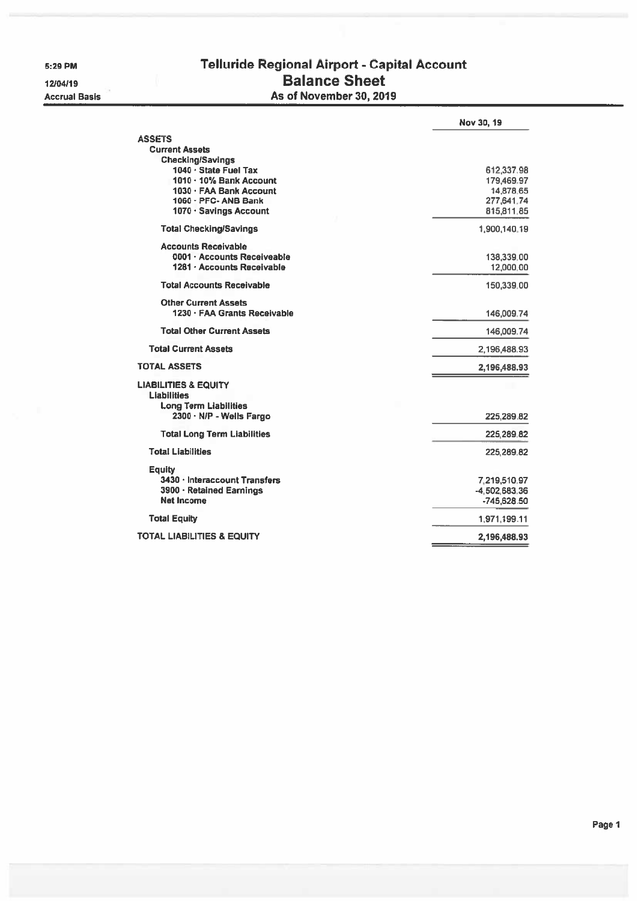5:29 PM
12/04/19
Accrual Basis

# Telluride Regional Airport - Capital Account
## Balance Sheet
### As of November 30, 2019

| | Nov 30, 19 |
|---|---|
| **ASSETS** | |
| **Current Assets** | |
| **Checking/Savings** | |
| 1040 · State Fuel Tax | 612,337.98 |
| 1010 · 10% Bank Account | 179,469.97 |
| 1030 · FAA Bank Account | 14,878.65 |
| 1060 · PFC- ANB Bank | 277,641.74 |
| 1070 · Savings Account | 815,811.85 |
| **Total Checking/Savings** | 1,900,140.19 |
| **Accounts Receivable** | |
| 0001 · Accounts Receiveable | 138,339.00 |
| 1281 · Accounts Receivable | 12,000.00 |
| **Total Accounts Receivable** | 150,339.00 |
| **Other Current Assets** | |
| 1230 · FAA Grants Receivable | 146,009.74 |
| **Total Other Current Assets** | 146,009.74 |
| **Total Current Assets** | 2,196,488.93 |
| **TOTAL ASSETS** | 2,196,488.93 |
| **LIABILITIES & EQUITY** | |
| **Liabilities** | |
| **Long Term Liabilities** | |
| 2300 · N/P - Wells Fargo | 225,289.82 |
| **Total Long Term Liabilities** | 225,289.82 |
| **Total Liabilities** | 225,289.82 |
| **Equity** | |
| 3430 · Interaccount Transfers | 7,219,510.97 |
| 3900 · Retained Earnings | -4,502,683.36 |
| Net Income | -745,628.50 |
| **Total Equity** | 1,971,199.11 |
| **TOTAL LIABILITIES & EQUITY** | 2,196,488.93 |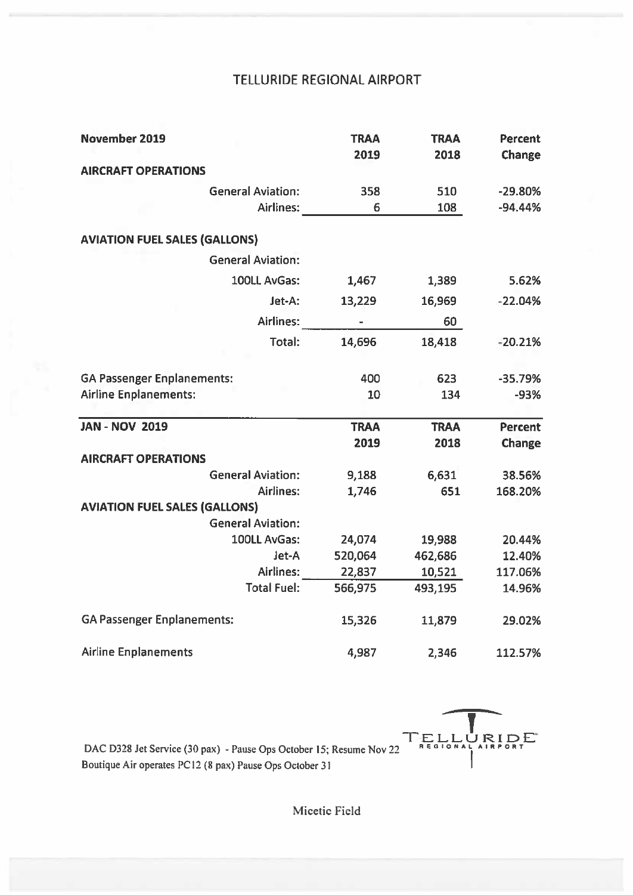# TELLURIDE REGIONAL AIRPORT

| **November 2019** | **TRAA 2019** | **TRAA 2018** | **Percent Change** |
|---|---|---|---|
| **AIRCRAFT OPERATIONS** | | | |
| General Aviation: | 358 | 510 | -29.80% |
| Airlines: | 6 | 108 | -94.44% |
| **AVIATION FUEL SALES (GALLONS)** | | | |
| General Aviation: | | | |
| 100LL AvGas: | 1,467 | 1,389 | 5.62% |
| Jet-A: | 13,229 | 16,969 | -22.04% |
| Airlines: | - | 60 | |
| Total: | 14,696 | 18,418 | -20.21% |
| GA Passenger Enplanements: | 400 | 623 | -35.79% |
| Airline Enplanements: | 10 | 134 | -93% |

| **JAN - NOV 2019** | **TRAA 2019** | **TRAA 2018** | **Percent Change** |
|---|---|---|---|
| **AIRCRAFT OPERATIONS** | | | |
| General Aviation: | 9,188 | 6,631 | 38.56% |
| Airlines: | 1,746 | 651 | 168.20% |
| **AVIATION FUEL SALES (GALLONS)** | | | |
| General Aviation: | | | |
| 100LL AvGas: | 24,074 | 19,988 | 20.44% |
| Jet-A | 520,064 | 462,686 | 12.40% |
| Airlines: | 22,837 | 10,521 | 117.06% |
| Total Fuel: | 566,975 | 493,195 | 14.96% |
| GA Passenger Enplanements: | 15,326 | 11,879 | 29.02% |
| Airline Enplanements | 4,987 | 2,346 | 112.57% |

DAC D328 Jet Service (30 pax) - Pause Ops October 15; Resume Nov 22

Boutique Air operates PC12 (8 pax) Pause Ops October 31

TELLURIDE REGIONAL AIRPORT

Micetic Field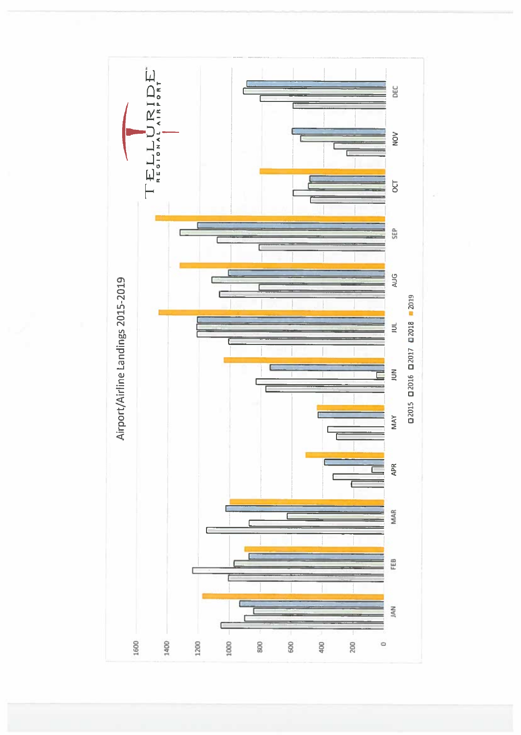Airport/Airline Landings 2015-2019

TELLURIDE REGIONAL AIRPORT

1600
1400
1200
1000
800
600
400
200
0

JAN
FEB
MAR
APR
MAY
JUN
JUL
AUG
SEP
OCT
NOV
DEC

2015 2016 2017 2018 2019